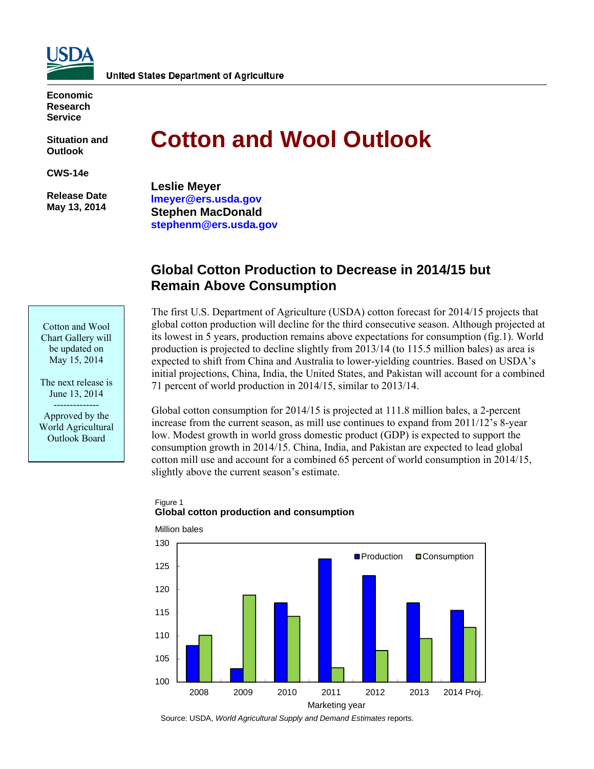United States Department of Agriculture

Economic Research Service

Situation and Outlook

CWS-14e

Release Date May 13, 2014

# Cotton and Wool Outlook

**Leslie Meyer**
lmeyer@ers.usda.gov
**Stephen MacDonald**
stephenm@ers.usda.gov

Cotton and Wool Chart Gallery will be updated on May 15, 2014

The next release is June 13, 2014

--------------

Approved by the World Agricultural Outlook Board

## Global Cotton Production to Decrease in 2014/15 but Remain Above Consumption

The first U.S. Department of Agriculture (USDA) cotton forecast for 2014/15 projects that global cotton production will decline for the third consecutive season. Although projected at its lowest in 5 years, production remains above expectations for consumption (fig.1). World production is projected to decline slightly from 2013/14 (to 115.5 million bales) as area is expected to shift from China and Australia to lower-yielding countries. Based on USDA's initial projections, China, India, the United States, and Pakistan will account for a combined 71 percent of world production in 2014/15, similar to 2013/14.

Global cotton consumption for 2014/15 is projected at 111.8 million bales, a 2-percent increase from the current season, as mill use continues to expand from 2011/12's 8-year low. Modest growth in world gross domestic product (GDP) is expected to support the consumption growth in 2014/15. China, India, and Pakistan are expected to lead global cotton mill use and account for a combined 65 percent of world consumption in 2014/15, slightly above the current season's estimate.

Figure 1
**Global cotton production and consumption**

Million bales

| Marketing year | Production | Consumption |
|---|---|---|
| 2008 | ~107.9 | ~110.1 |
| 2009 | ~102.9 | ~118.8 |
| 2010 | ~117.1 | ~114.2 |
| 2011 | ~126.5 | ~103.1 |
| 2012 | ~123.0 | ~106.8 |
| 2013 | ~117.1 | ~109.5 |
| 2014 Proj. | ~115.5 | ~111.8 |

Source: USDA, *World Agricultural Supply and Demand Estimates* reports.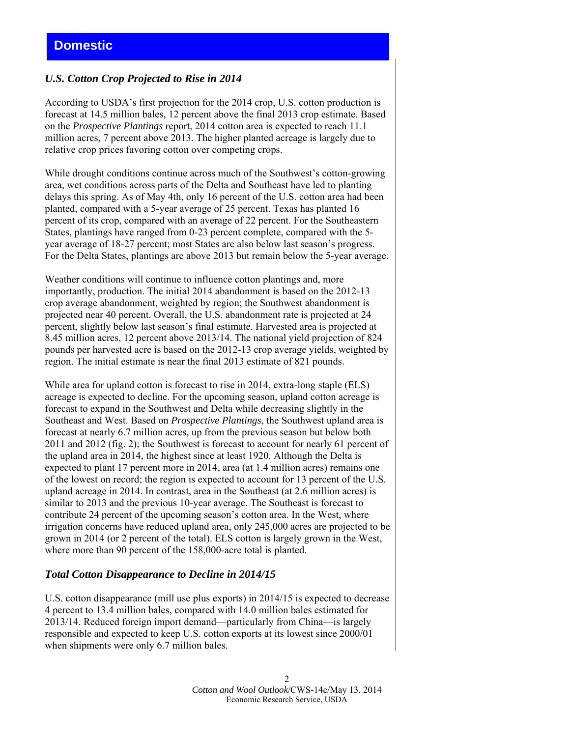# Domestic

## *U.S. Cotton Crop Projected to Rise in 2014*

According to USDA's first projection for the 2014 crop, U.S. cotton production is forecast at 14.5 million bales, 12 percent above the final 2013 crop estimate. Based on the *Prospective Plantings* report, 2014 cotton area is expected to reach 11.1 million acres, 7 percent above 2013. The higher planted acreage is largely due to relative crop prices favoring cotton over competing crops.

While drought conditions continue across much of the Southwest's cotton-growing area, wet conditions across parts of the Delta and Southeast have led to planting delays this spring. As of May 4th, only 16 percent of the U.S. cotton area had been planted, compared with a 5-year average of 25 percent. Texas has planted 16 percent of its crop, compared with an average of 22 percent. For the Southeastern States, plantings have ranged from 0-23 percent complete, compared with the 5-year average of 18-27 percent; most States are also below last season's progress. For the Delta States, plantings are above 2013 but remain below the 5-year average.

Weather conditions will continue to influence cotton plantings and, more importantly, production. The initial 2014 abandonment is based on the 2012-13 crop average abandonment, weighted by region; the Southwest abandonment is projected near 40 percent. Overall, the U.S. abandonment rate is projected at 24 percent, slightly below last season's final estimate. Harvested area is projected at 8.45 million acres, 12 percent above 2013/14. The national yield projection of 824 pounds per harvested acre is based on the 2012-13 crop average yields, weighted by region. The initial estimate is near the final 2013 estimate of 821 pounds.

While area for upland cotton is forecast to rise in 2014, extra-long staple (ELS) acreage is expected to decline. For the upcoming season, upland cotton acreage is forecast to expand in the Southwest and Delta while decreasing slightly in the Southeast and West. Based on *Prospective Plantings*, the Southwest upland area is forecast at nearly 6.7 million acres, up from the previous season but below both 2011 and 2012 (fig. 2); the Southwest is forecast to account for nearly 61 percent of the upland area in 2014, the highest since at least 1920. Although the Delta is expected to plant 17 percent more in 2014, area (at 1.4 million acres) remains one of the lowest on record; the region is expected to account for 13 percent of the U.S. upland acreage in 2014. In contrast, area in the Southeast (at 2.6 million acres) is similar to 2013 and the previous 10-year average. The Southeast is forecast to contribute 24 percent of the upcoming season's cotton area. In the West, where irrigation concerns have reduced upland area, only 245,000 acres are projected to be grown in 2014 (or 2 percent of the total). ELS cotton is largely grown in the West, where more than 90 percent of the 158,000-acre total is planted.

## *Total Cotton Disappearance to Decline in 2014/15*

U.S. cotton disappearance (mill use plus exports) in 2014/15 is expected to decrease 4 percent to 13.4 million bales, compared with 14.0 million bales estimated for 2013/14. Reduced foreign import demand—particularly from China—is largely responsible and expected to keep U.S. cotton exports at its lowest since 2000/01 when shipments were only 6.7 million bales.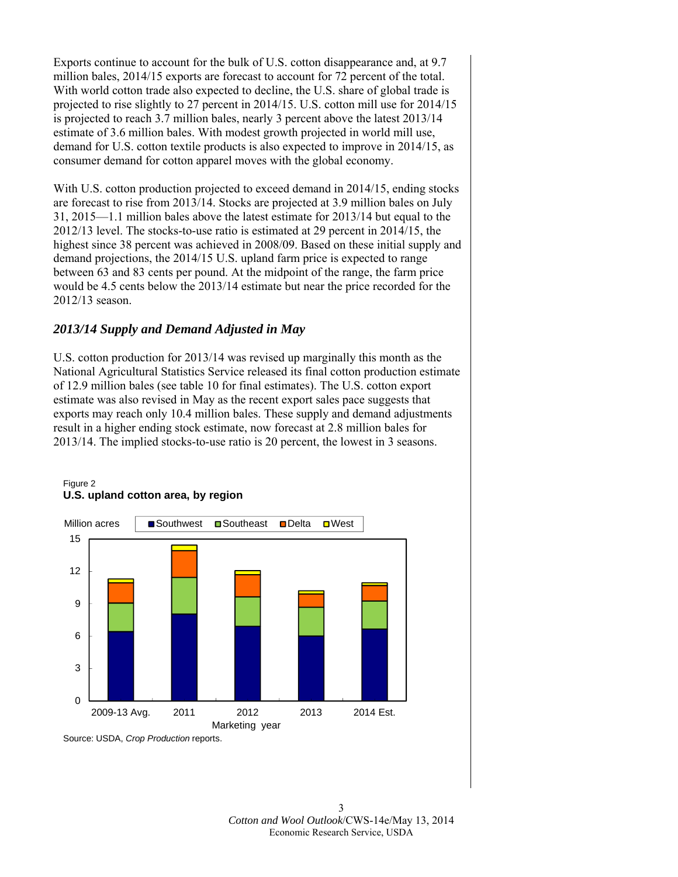Exports continue to account for the bulk of U.S. cotton disappearance and, at 9.7 million bales, 2014/15 exports are forecast to account for 72 percent of the total. With world cotton trade also expected to decline, the U.S. share of global trade is projected to rise slightly to 27 percent in 2014/15. U.S. cotton mill use for 2014/15 is projected to reach 3.7 million bales, nearly 3 percent above the latest 2013/14 estimate of 3.6 million bales. With modest growth projected in world mill use, demand for U.S. cotton textile products is also expected to improve in 2014/15, as consumer demand for cotton apparel moves with the global economy.

With U.S. cotton production projected to exceed demand in 2014/15, ending stocks are forecast to rise from 2013/14. Stocks are projected at 3.9 million bales on July 31, 2015—1.1 million bales above the latest estimate for 2013/14 but equal to the 2012/13 level. The stocks-to-use ratio is estimated at 29 percent in 2014/15, the highest since 38 percent was achieved in 2008/09. Based on these initial supply and demand projections, the 2014/15 U.S. upland farm price is expected to range between 63 and 83 cents per pound. At the midpoint of the range, the farm price would be 4.5 cents below the 2013/14 estimate but near the price recorded for the 2012/13 season.

### *2013/14 Supply and Demand Adjusted in May*

U.S. cotton production for 2013/14 was revised up marginally this month as the National Agricultural Statistics Service released its final cotton production estimate of 12.9 million bales (see table 10 for final estimates). The U.S. cotton export estimate was also revised in May as the recent export sales pace suggests that exports may reach only 10.4 million bales. These supply and demand adjustments result in a higher ending stock estimate, now forecast at 2.8 million bales for 2013/14. The implied stocks-to-use ratio is 20 percent, the lowest in 3 seasons.

Figure 2
**U.S. upland cotton area, by region**

Source: USDA, *Crop Production* reports.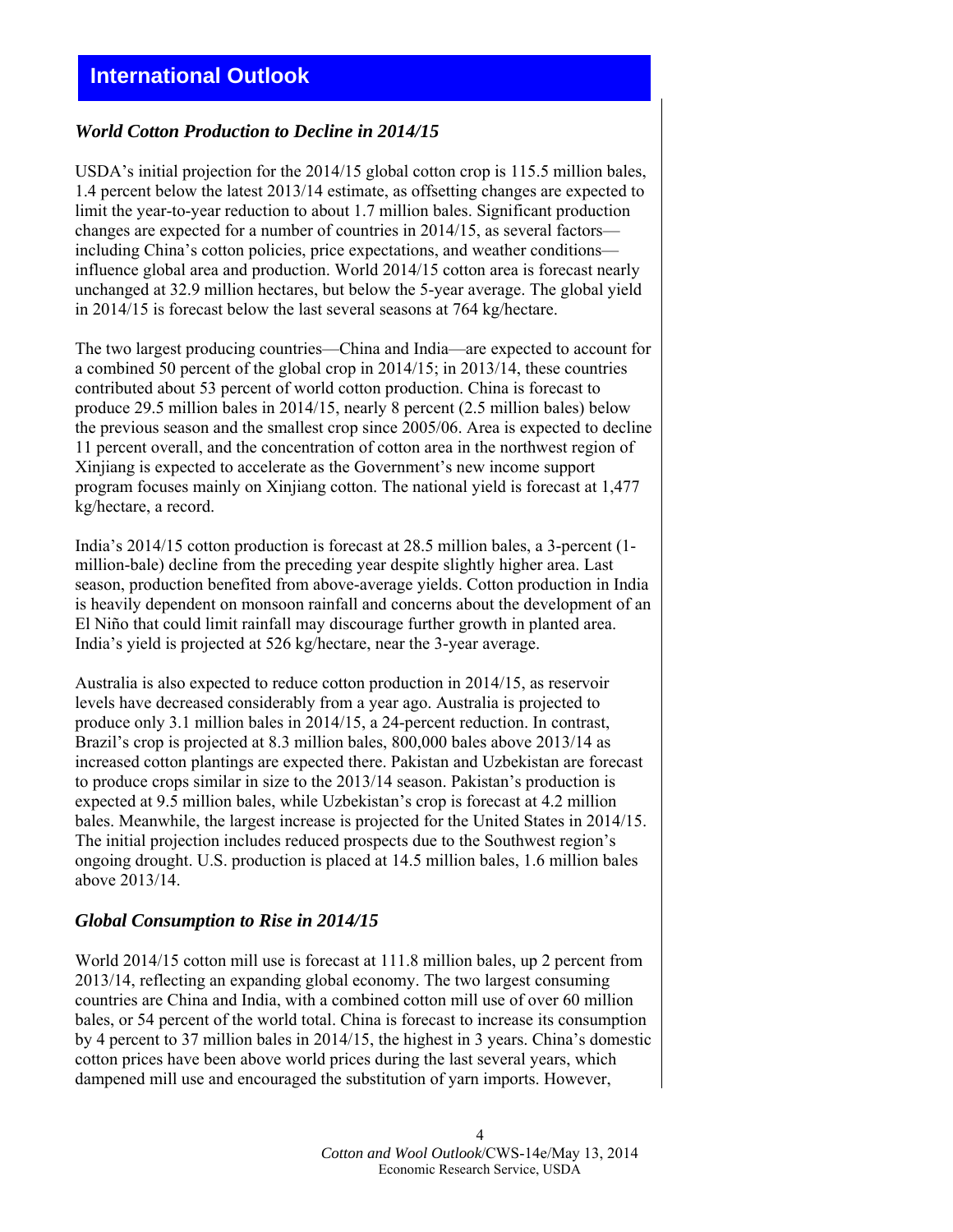## International Outlook

### *World Cotton Production to Decline in 2014/15*

USDA's initial projection for the 2014/15 global cotton crop is 115.5 million bales, 1.4 percent below the latest 2013/14 estimate, as offsetting changes are expected to limit the year-to-year reduction to about 1.7 million bales. Significant production changes are expected for a number of countries in 2014/15, as several factors—including China's cotton policies, price expectations, and weather conditions—influence global area and production. World 2014/15 cotton area is forecast nearly unchanged at 32.9 million hectares, but below the 5-year average. The global yield in 2014/15 is forecast below the last several seasons at 764 kg/hectare.

The two largest producing countries—China and India—are expected to account for a combined 50 percent of the global crop in 2014/15; in 2013/14, these countries contributed about 53 percent of world cotton production. China is forecast to produce 29.5 million bales in 2014/15, nearly 8 percent (2.5 million bales) below the previous season and the smallest crop since 2005/06. Area is expected to decline 11 percent overall, and the concentration of cotton area in the northwest region of Xinjiang is expected to accelerate as the Government's new income support program focuses mainly on Xinjiang cotton. The national yield is forecast at 1,477 kg/hectare, a record.

India's 2014/15 cotton production is forecast at 28.5 million bales, a 3-percent (1-million-bale) decline from the preceding year despite slightly higher area. Last season, production benefited from above-average yields. Cotton production in India is heavily dependent on monsoon rainfall and concerns about the development of an El Niño that could limit rainfall may discourage further growth in planted area. India's yield is projected at 526 kg/hectare, near the 3-year average.

Australia is also expected to reduce cotton production in 2014/15, as reservoir levels have decreased considerably from a year ago. Australia is projected to produce only 3.1 million bales in 2014/15, a 24-percent reduction. In contrast, Brazil's crop is projected at 8.3 million bales, 800,000 bales above 2013/14 as increased cotton plantings are expected there. Pakistan and Uzbekistan are forecast to produce crops similar in size to the 2013/14 season. Pakistan's production is expected at 9.5 million bales, while Uzbekistan's crop is forecast at 4.2 million bales. Meanwhile, the largest increase is projected for the United States in 2014/15. The initial projection includes reduced prospects due to the Southwest region's ongoing drought. U.S. production is placed at 14.5 million bales, 1.6 million bales above 2013/14.

### *Global Consumption to Rise in 2014/15*

World 2014/15 cotton mill use is forecast at 111.8 million bales, up 2 percent from 2013/14, reflecting an expanding global economy. The two largest consuming countries are China and India, with a combined cotton mill use of over 60 million bales, or 54 percent of the world total. China is forecast to increase its consumption by 4 percent to 37 million bales in 2014/15, the highest in 3 years. China's domestic cotton prices have been above world prices during the last several years, which dampened mill use and encouraged the substitution of yarn imports. However,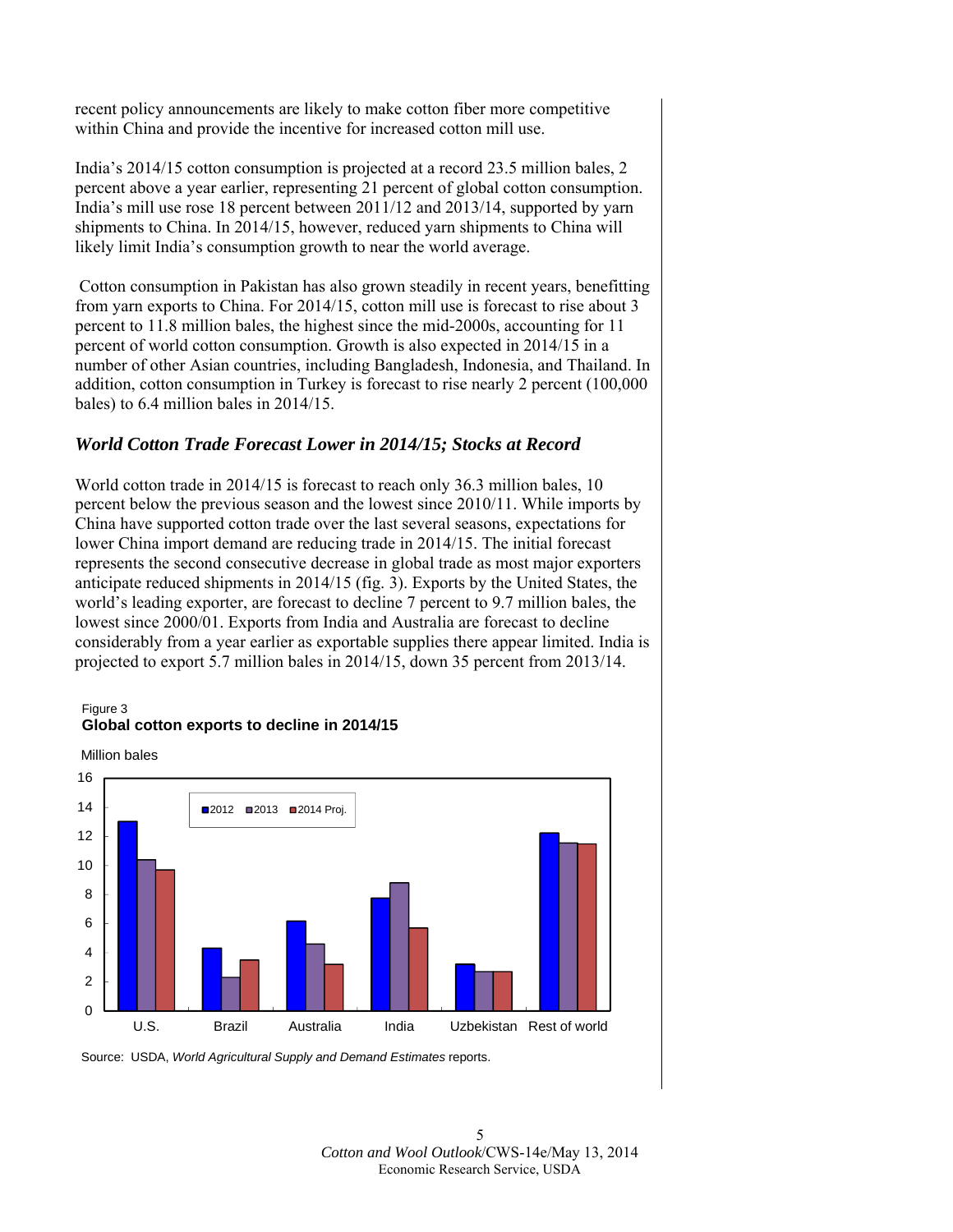recent policy announcements are likely to make cotton fiber more competitive within China and provide the incentive for increased cotton mill use.

India's 2014/15 cotton consumption is projected at a record 23.5 million bales, 2 percent above a year earlier, representing 21 percent of global cotton consumption. India's mill use rose 18 percent between 2011/12 and 2013/14, supported by yarn shipments to China. In 2014/15, however, reduced yarn shipments to China will likely limit India's consumption growth to near the world average.

Cotton consumption in Pakistan has also grown steadily in recent years, benefitting from yarn exports to China. For 2014/15, cotton mill use is forecast to rise about 3 percent to 11.8 million bales, the highest since the mid-2000s, accounting for 11 percent of world cotton consumption. Growth is also expected in 2014/15 in a number of other Asian countries, including Bangladesh, Indonesia, and Thailand. In addition, cotton consumption in Turkey is forecast to rise nearly 2 percent (100,000 bales) to 6.4 million bales in 2014/15.

## *World Cotton Trade Forecast Lower in 2014/15; Stocks at Record*

World cotton trade in 2014/15 is forecast to reach only 36.3 million bales, 10 percent below the previous season and the lowest since 2010/11. While imports by China have supported cotton trade over the last several seasons, expectations for lower China import demand are reducing trade in 2014/15. The initial forecast represents the second consecutive decrease in global trade as most major exporters anticipate reduced shipments in 2014/15 (fig. 3). Exports by the United States, the world's leading exporter, are forecast to decline 7 percent to 9.7 million bales, the lowest since 2000/01. Exports from India and Australia are forecast to decline considerably from a year earlier as exportable supplies there appear limited. India is projected to export 5.7 million bales in 2014/15, down 35 percent from 2013/14.

Figure 3
**Global cotton exports to decline in 2014/15**

Million bales

| | 2012 | 2013 | 2014 Proj. |
|---|---|---|---|
| U.S. | 13.0 | 10.4 | 9.7 |
| Brazil | 4.3 | 2.3 | 3.5 |
| Australia | 6.2 | 4.6 | 3.2 |
| India | 7.8 | 8.8 | 5.7 |
| Uzbekistan | 3.2 | 2.7 | 2.7 |
| Rest of world | 12.2 | 11.5 | 11.5 |

Source: USDA, *World Agricultural Supply and Demand Estimates* reports.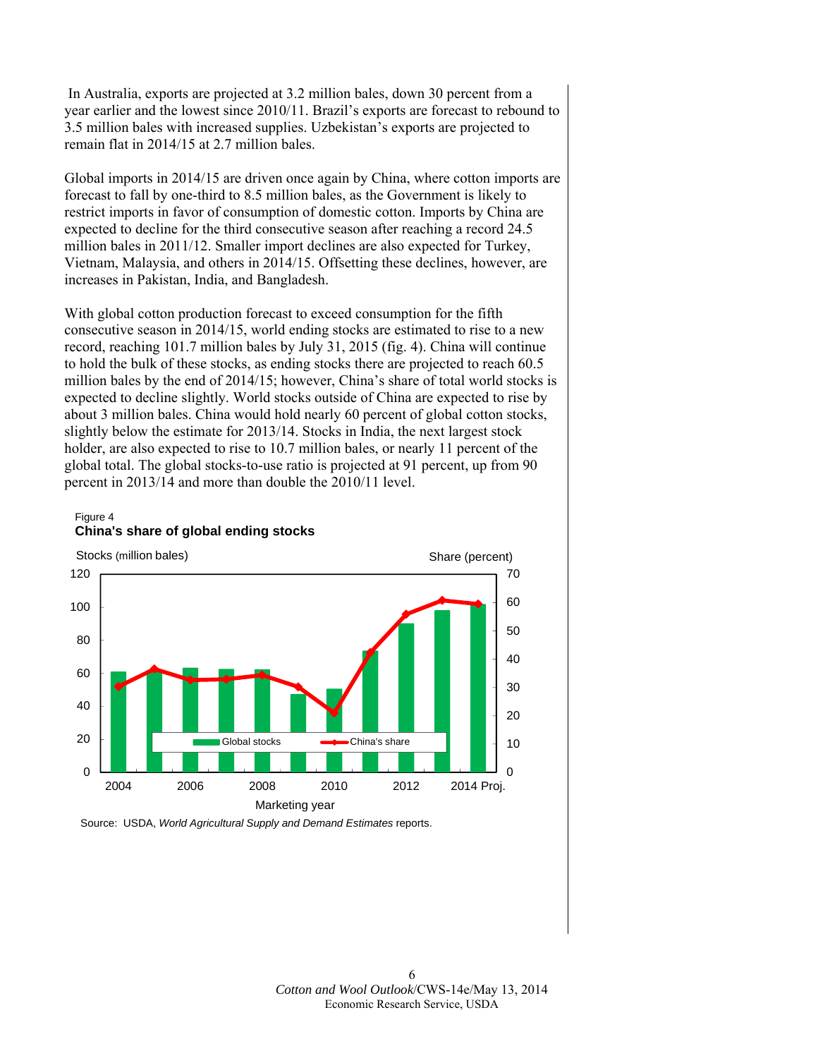In Australia, exports are projected at 3.2 million bales, down 30 percent from a year earlier and the lowest since 2010/11. Brazil's exports are forecast to rebound to 3.5 million bales with increased supplies. Uzbekistan's exports are projected to remain flat in 2014/15 at 2.7 million bales.

Global imports in 2014/15 are driven once again by China, where cotton imports are forecast to fall by one-third to 8.5 million bales, as the Government is likely to restrict imports in favor of consumption of domestic cotton. Imports by China are expected to decline for the third consecutive season after reaching a record 24.5 million bales in 2011/12. Smaller import declines are also expected for Turkey, Vietnam, Malaysia, and others in 2014/15. Offsetting these declines, however, are increases in Pakistan, India, and Bangladesh.

With global cotton production forecast to exceed consumption for the fifth consecutive season in 2014/15, world ending stocks are estimated to rise to a new record, reaching 101.7 million bales by July 31, 2015 (fig. 4). China will continue to hold the bulk of these stocks, as ending stocks there are projected to reach 60.5 million bales by the end of 2014/15; however, China's share of total world stocks is expected to decline slightly. World stocks outside of China are expected to rise by about 3 million bales. China would hold nearly 60 percent of global cotton stocks, slightly below the estimate for 2013/14. Stocks in India, the next largest stock holder, are also expected to rise to 10.7 million bales, or nearly 11 percent of the global total. The global stocks-to-use ratio is projected at 91 percent, up from 90 percent in 2013/14 and more than double the 2010/11 level.

Figure 4
**China's share of global ending stocks**

Source: USDA, *World Agricultural Supply and Demand Estimates* reports.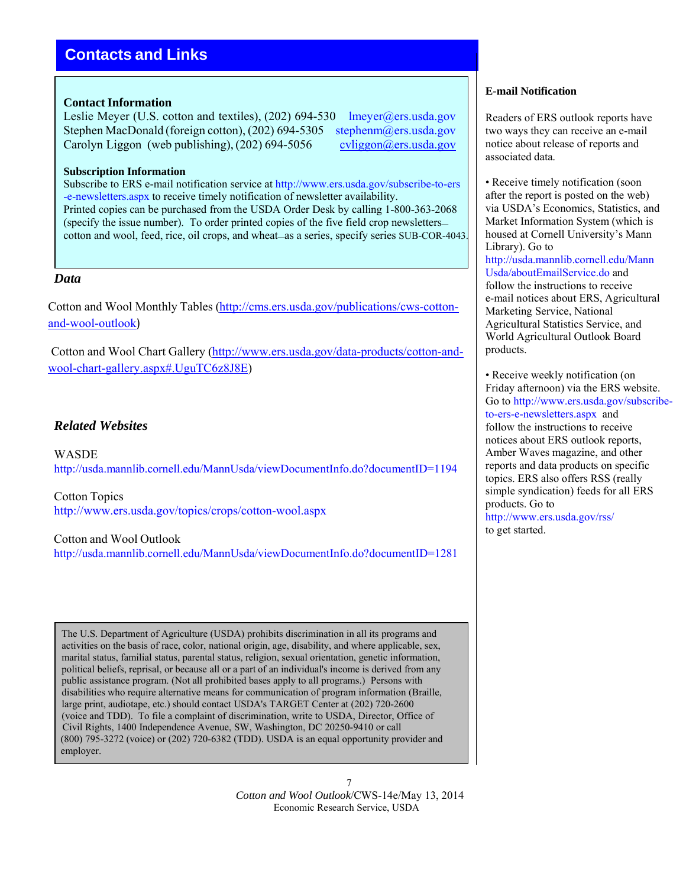## Contacts and Links

### Contact Information

Leslie Meyer (U.S. cotton and textiles), (202) 694-530 lmeyer@ers.usda.gov
Stephen MacDonald (foreign cotton), (202) 694-5305 stephenm@ers.usda.gov
Carolyn Liggon (web publishing), (202) 694-5056 cvliggon@ers.usda.gov

### Subscription Information

Subscribe to ERS e-mail notification service at http://www.ers.usda.gov/subscribe-to-ers-e-newsletters.aspx to receive timely notification of newsletter availability.
Printed copies can be purchased from the USDA Order Desk by calling 1-800-363-2068 (specify the issue number). To order printed copies of the five field crop newsletters—cotton and wool, feed, rice, oil crops, and wheat—as a series, specify series SUB-COR-4043.

### *Data*

Cotton and Wool Monthly Tables (http://cms.ers.usda.gov/publications/cws-cotton-and-wool-outlook)

Cotton and Wool Chart Gallery (http://www.ers.usda.gov/data-products/cotton-and-wool-chart-gallery.aspx#.UguTC6z8J8E)

### *Related Websites*

WASDE
http://usda.mannlib.cornell.edu/MannUsda/viewDocumentInfo.do?documentID=1194

Cotton Topics
http://www.ers.usda.gov/topics/crops/cotton-wool.aspx

Cotton and Wool Outlook
http://usda.mannlib.cornell.edu/MannUsda/viewDocumentInfo.do?documentID=1281

The U.S. Department of Agriculture (USDA) prohibits discrimination in all its programs and activities on the basis of race, color, national origin, age, disability, and where applicable, sex, marital status, familial status, parental status, religion, sexual orientation, genetic information, political beliefs, reprisal, or because all or a part of an individual's income is derived from any public assistance program. (Not all prohibited bases apply to all programs.) Persons with disabilities who require alternative means for communication of program information (Braille, large print, audiotape, etc.) should contact USDA's TARGET Center at (202) 720-2600 (voice and TDD). To file a complaint of discrimination, write to USDA, Director, Office of Civil Rights, 1400 Independence Avenue, SW, Washington, DC 20250-9410 or call (800) 795-3272 (voice) or (202) 720-6382 (TDD). USDA is an equal opportunity provider and employer.

### E-mail Notification

Readers of ERS outlook reports have two ways they can receive an e-mail notice about release of reports and associated data.

- Receive timely notification (soon after the report is posted on the web) via USDA's Economics, Statistics, and Market Information System (which is housed at Cornell University's Mann Library). Go to http://usda.mannlib.cornell.edu/MannUsda/aboutEmailService.do and follow the instructions to receive e-mail notices about ERS, Agricultural Marketing Service, National Agricultural Statistics Service, and World Agricultural Outlook Board products.

- Receive weekly notification (on Friday afternoon) via the ERS website. Go to http://www.ers.usda.gov/subscribe-to-ers-e-newsletters.aspx and follow the instructions to receive notices about ERS outlook reports, Amber Waves magazine, and other reports and data products on specific topics. ERS also offers RSS (really simple syndication) feeds for all ERS products. Go to http://www.ers.usda.gov/rss/ to get started.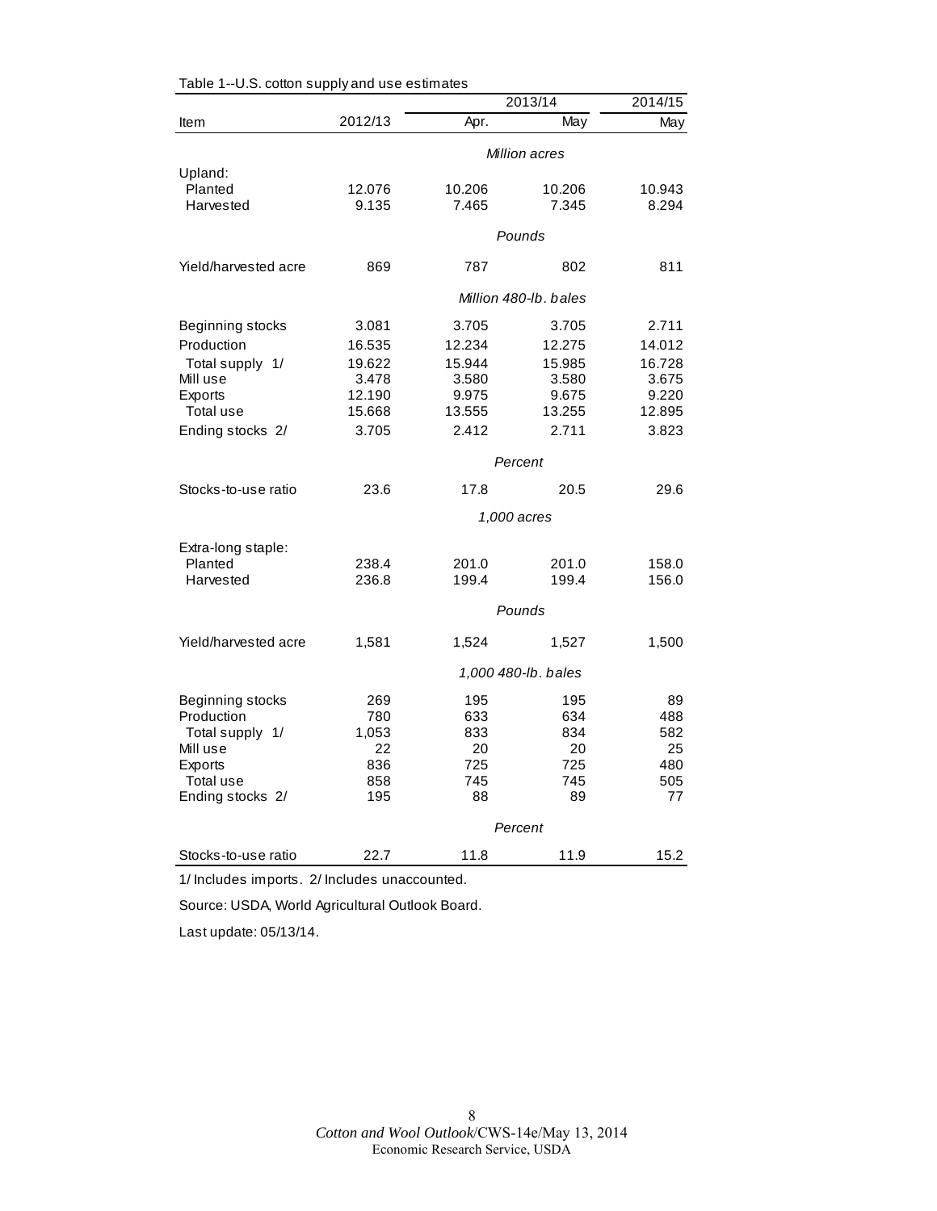Table 1--U.S. cotton supply and use estimates

| Item | 2012/13 | 2013/14 Apr. | 2013/14 May | 2014/15 May |
|---|---|---|---|---|
| | | *Million acres* | | |
| Upland: | | | | |
| Planted | 12.076 | 10.206 | 10.206 | 10.943 |
| Harvested | 9.135 | 7.465 | 7.345 | 8.294 |
| | | *Pounds* | | |
| Yield/harvested acre | 869 | 787 | 802 | 811 |
| | | *Million 480-lb. bales* | | |
| Beginning stocks | 3.081 | 3.705 | 3.705 | 2.711 |
| Production | 16.535 | 12.234 | 12.275 | 14.012 |
| Total supply 1/ | 19.622 | 15.944 | 15.985 | 16.728 |
| Mill use | 3.478 | 3.580 | 3.580 | 3.675 |
| Exports | 12.190 | 9.975 | 9.675 | 9.220 |
| Total use | 15.668 | 13.555 | 13.255 | 12.895 |
| Ending stocks 2/ | 3.705 | 2.412 | 2.711 | 3.823 |
| | | *Percent* | | |
| Stocks-to-use ratio | 23.6 | 17.8 | 20.5 | 29.6 |
| | | *1,000 acres* | | |
| Extra-long staple: | | | | |
| Planted | 238.4 | 201.0 | 201.0 | 158.0 |
| Harvested | 236.8 | 199.4 | 199.4 | 156.0 |
| | | *Pounds* | | |
| Yield/harvested acre | 1,581 | 1,524 | 1,527 | 1,500 |
| | | *1,000 480-lb. bales* | | |
| Beginning stocks | 269 | 195 | 195 | 89 |
| Production | 780 | 633 | 634 | 488 |
| Total supply 1/ | 1,053 | 833 | 834 | 582 |
| Mill use | 22 | 20 | 20 | 25 |
| Exports | 836 | 725 | 725 | 480 |
| Total use | 858 | 745 | 745 | 505 |
| Ending stocks 2/ | 195 | 88 | 89 | 77 |
| | | *Percent* | | |
| Stocks-to-use ratio | 22.7 | 11.8 | 11.9 | 15.2 |

1/ Includes imports. 2/ Includes unaccounted.

Source: USDA, World Agricultural Outlook Board.

Last update: 05/13/14.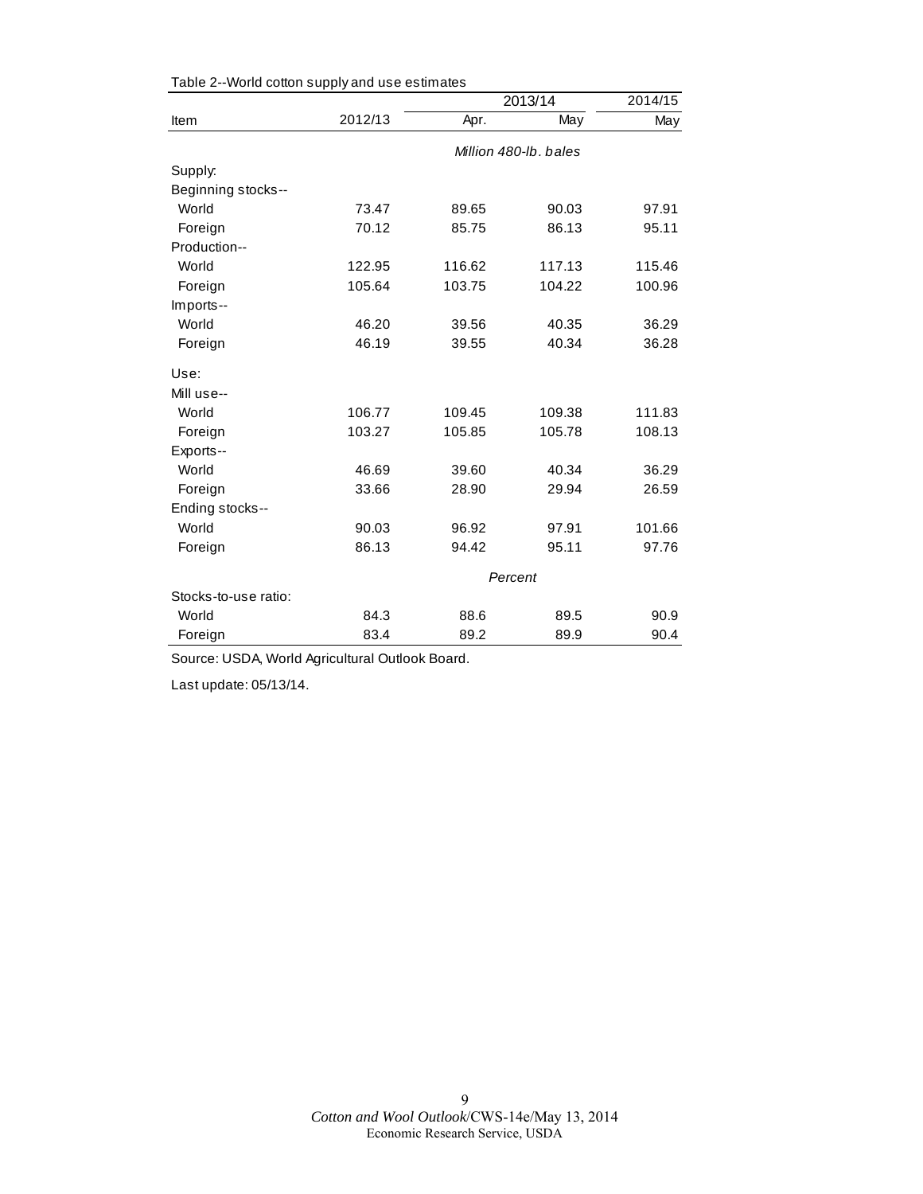Table 2--World cotton supply and use estimates

| Item | 2012/13 | 2013/14 | | 2014/15 |
|---|---|---|---|---|
| | | Apr. | May | May |
| | | Million 480-lb. bales | | |
| Supply: | | | | |
| Beginning stocks-- | | | | |
| World | 73.47 | 89.65 | 90.03 | 97.91 |
| Foreign | 70.12 | 85.75 | 86.13 | 95.11 |
| Production-- | | | | |
| World | 122.95 | 116.62 | 117.13 | 115.46 |
| Foreign | 105.64 | 103.75 | 104.22 | 100.96 |
| Imports-- | | | | |
| World | 46.20 | 39.56 | 40.35 | 36.29 |
| Foreign | 46.19 | 39.55 | 40.34 | 36.28 |
| Use: | | | | |
| Mill use-- | | | | |
| World | 106.77 | 109.45 | 109.38 | 111.83 |
| Foreign | 103.27 | 105.85 | 105.78 | 108.13 |
| Exports-- | | | | |
| World | 46.69 | 39.60 | 40.34 | 36.29 |
| Foreign | 33.66 | 28.90 | 29.94 | 26.59 |
| Ending stocks-- | | | | |
| World | 90.03 | 96.92 | 97.91 | 101.66 |
| Foreign | 86.13 | 94.42 | 95.11 | 97.76 |
| | | Percent | | |
| Stocks-to-use ratio: | | | | |
| World | 84.3 | 88.6 | 89.5 | 90.9 |
| Foreign | 83.4 | 89.2 | 89.9 | 90.4 |

Source: USDA, World Agricultural Outlook Board.

Last update: 05/13/14.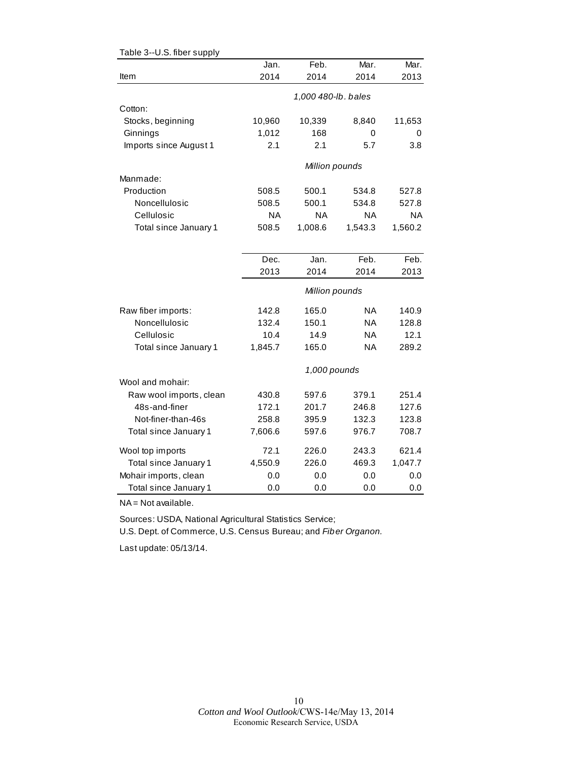Table 3--U.S. fiber supply

| Item | Jan. 2014 | Feb. 2014 | Mar. 2014 | Mar. 2013 |
|---|---|---|---|---|
| | *1,000 480-lb. bales* | | | |
| Cotton: | | | | |
| Stocks, beginning | 10,960 | 10,339 | 8,840 | 11,653 |
| Ginnings | 1,012 | 168 | 0 | 0 |
| Imports since August 1 | 2.1 | 2.1 | 5.7 | 3.8 |
| | *Million pounds* | | | |
| Manmade: | | | | |
| Production | 508.5 | 500.1 | 534.8 | 527.8 |
| Noncellulosic | 508.5 | 500.1 | 534.8 | 527.8 |
| Cellulosic | NA | NA | NA | NA |
| Total since January 1 | 508.5 | 1,008.6 | 1,543.3 | 1,560.2 |

| Item | Dec. 2013 | Jan. 2014 | Feb. 2014 | Feb. 2013 |
|---|---|---|---|---|
| | *Million pounds* | | | |
| Raw fiber imports: | 142.8 | 165.0 | NA | 140.9 |
| Noncellulosic | 132.4 | 150.1 | NA | 128.8 |
| Cellulosic | 10.4 | 14.9 | NA | 12.1 |
| Total since January 1 | 1,845.7 | 165.0 | NA | 289.2 |
| | *1,000 pounds* | | | |
| Wool and mohair: | | | | |
| Raw wool imports, clean | 430.8 | 597.6 | 379.1 | 251.4 |
| 48s-and-finer | 172.1 | 201.7 | 246.8 | 127.6 |
| Not-finer-than-46s | 258.8 | 395.9 | 132.3 | 123.8 |
| Total since January 1 | 7,606.6 | 597.6 | 976.7 | 708.7 |
| Wool top imports | 72.1 | 226.0 | 243.3 | 621.4 |
| Total since January 1 | 4,550.9 | 226.0 | 469.3 | 1,047.7 |
| Mohair imports, clean | 0.0 | 0.0 | 0.0 | 0.0 |
| Total since January 1 | 0.0 | 0.0 | 0.0 | 0.0 |

NA = Not available.

Sources: USDA, National Agricultural Statistics Service;
U.S. Dept. of Commerce, U.S. Census Bureau; and *Fiber Organon*.

Last update: 05/13/14.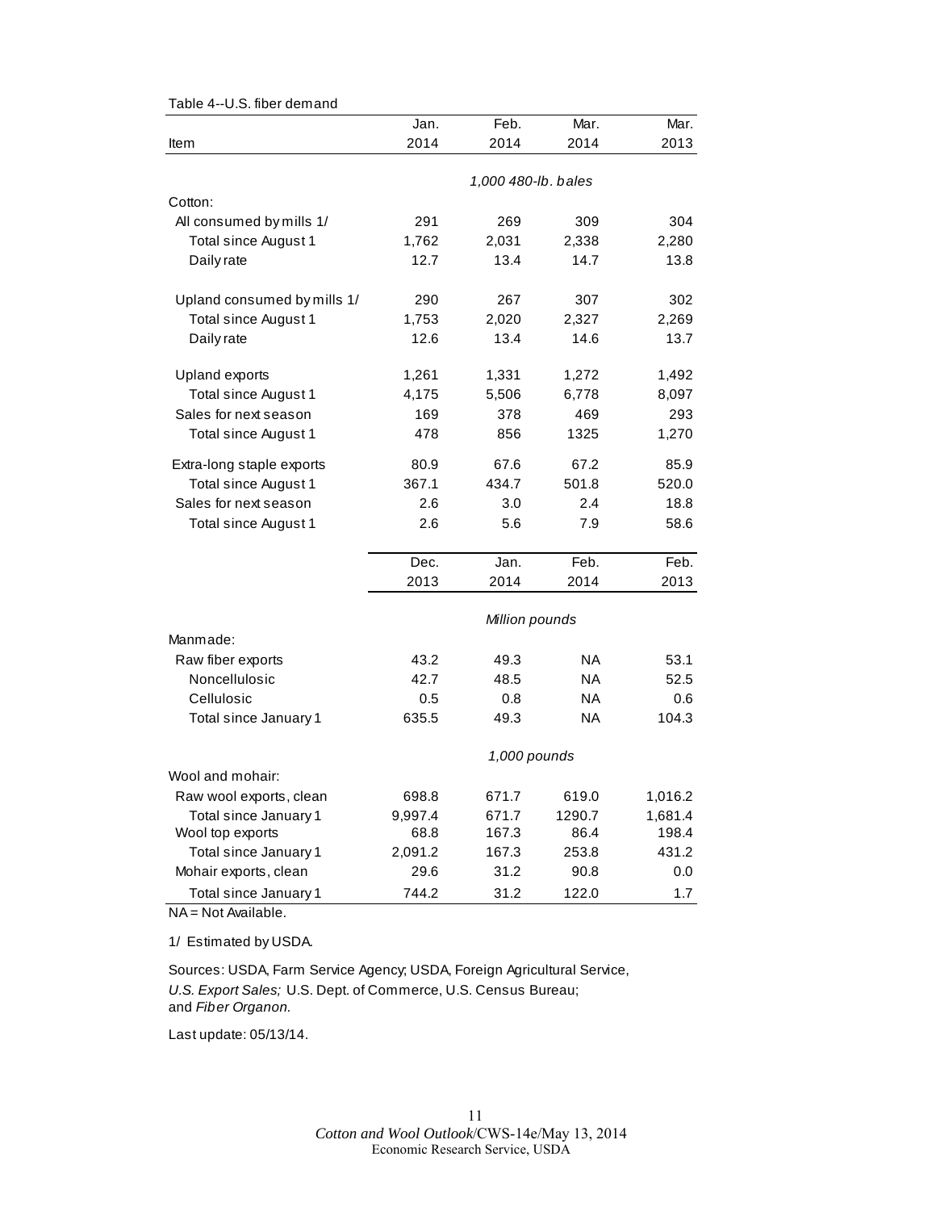Table 4--U.S. fiber demand

| Item | Jan. 2014 | Feb. 2014 | Mar. 2014 | Mar. 2013 |
|---|---|---|---|---|
| | *1,000 480-lb. bales* | | | |
| Cotton: | | | | |
| All consumed by mills 1/ | 291 | 269 | 309 | 304 |
| Total since August 1 | 1,762 | 2,031 | 2,338 | 2,280 |
| Daily rate | 12.7 | 13.4 | 14.7 | 13.8 |
| Upland consumed by mills 1/ | 290 | 267 | 307 | 302 |
| Total since August 1 | 1,753 | 2,020 | 2,327 | 2,269 |
| Daily rate | 12.6 | 13.4 | 14.6 | 13.7 |
| Upland exports | 1,261 | 1,331 | 1,272 | 1,492 |
| Total since August 1 | 4,175 | 5,506 | 6,778 | 8,097 |
| Sales for next season | 169 | 378 | 469 | 293 |
| Total since August 1 | 478 | 856 | 1325 | 1,270 |
| Extra-long staple exports | 80.9 | 67.6 | 67.2 | 85.9 |
| Total since August 1 | 367.1 | 434.7 | 501.8 | 520.0 |
| Sales for next season | 2.6 | 3.0 | 2.4 | 18.8 |
| Total since August 1 | 2.6 | 5.6 | 7.9 | 58.6 |
| | Dec. 2013 | Jan. 2014 | Feb. 2014 | Feb. 2013 |
| | *Million pounds* | | | |
| Manmade: | | | | |
| Raw fiber exports | 43.2 | 49.3 | NA | 53.1 |
| Noncellulosic | 42.7 | 48.5 | NA | 52.5 |
| Cellulosic | 0.5 | 0.8 | NA | 0.6 |
| Total since January 1 | 635.5 | 49.3 | NA | 104.3 |
| | *1,000 pounds* | | | |
| Wool and mohair: | | | | |
| Raw wool exports, clean | 698.8 | 671.7 | 619.0 | 1,016.2 |
| Total since January 1 | 9,997.4 | 671.7 | 1290.7 | 1,681.4 |
| Wool top exports | 68.8 | 167.3 | 86.4 | 198.4 |
| Total since January 1 | 2,091.2 | 167.3 | 253.8 | 431.2 |
| Mohair exports, clean | 29.6 | 31.2 | 90.8 | 0.0 |
| Total since January 1 | 744.2 | 31.2 | 122.0 | 1.7 |

NA = Not Available.

1/ Estimated by USDA.

Sources: USDA, Farm Service Agency; USDA, Foreign Agricultural Service, *U.S. Export Sales;* U.S. Dept. of Commerce, U.S. Census Bureau; and *Fiber Organon.*

Last update: 05/13/14.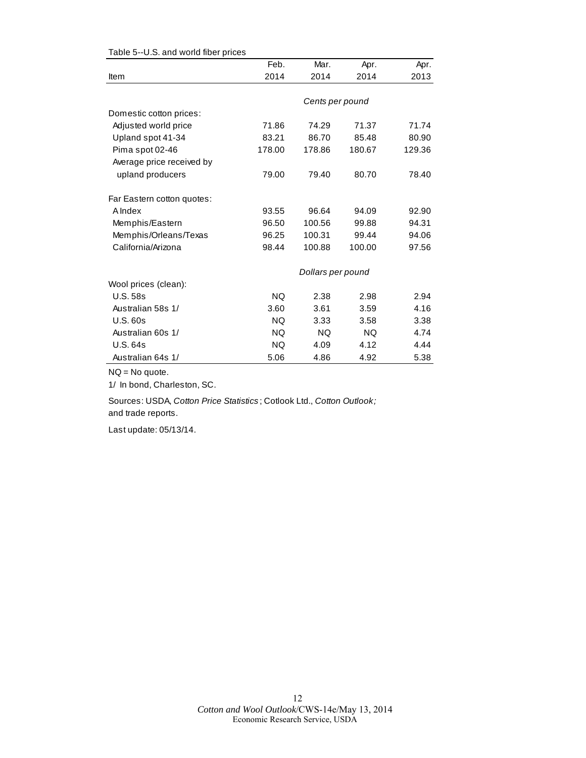Table 5--U.S. and world fiber prices

| Item | Feb. 2014 | Mar. 2014 | Apr. 2014 | Apr. 2013 |
|---|---|---|---|---|
| | Cents per pound | | | |
| Domestic cotton prices: | | | | |
| Adjusted world price | 71.86 | 74.29 | 71.37 | 71.74 |
| Upland spot 41-34 | 83.21 | 86.70 | 85.48 | 80.90 |
| Pima spot 02-46 | 178.00 | 178.86 | 180.67 | 129.36 |
| Average price received by upland producers | 79.00 | 79.40 | 80.70 | 78.40 |
| Far Eastern cotton quotes: | | | | |
| A Index | 93.55 | 96.64 | 94.09 | 92.90 |
| Memphis/Eastern | 96.50 | 100.56 | 99.88 | 94.31 |
| Memphis/Orleans/Texas | 96.25 | 100.31 | 99.44 | 94.06 |
| California/Arizona | 98.44 | 100.88 | 100.00 | 97.56 |
| | Dollars per pound | | | |
| Wool prices (clean): | | | | |
| U.S. 58s | NQ | 2.38 | 2.98 | 2.94 |
| Australian 58s 1/ | 3.60 | 3.61 | 3.59 | 4.16 |
| U.S. 60s | NQ | 3.33 | 3.58 | 3.38 |
| Australian 60s 1/ | NQ | NQ | NQ | 4.74 |
| U.S. 64s | NQ | 4.09 | 4.12 | 4.44 |
| Australian 64s 1/ | 5.06 | 4.86 | 4.92 | 5.38 |

NQ = No quote.

1/ In bond, Charleston, SC.

Sources: USDA, *Cotton Price Statistics*; Cotlook Ltd., *Cotton Outlook;* and trade reports.

Last update: 05/13/14.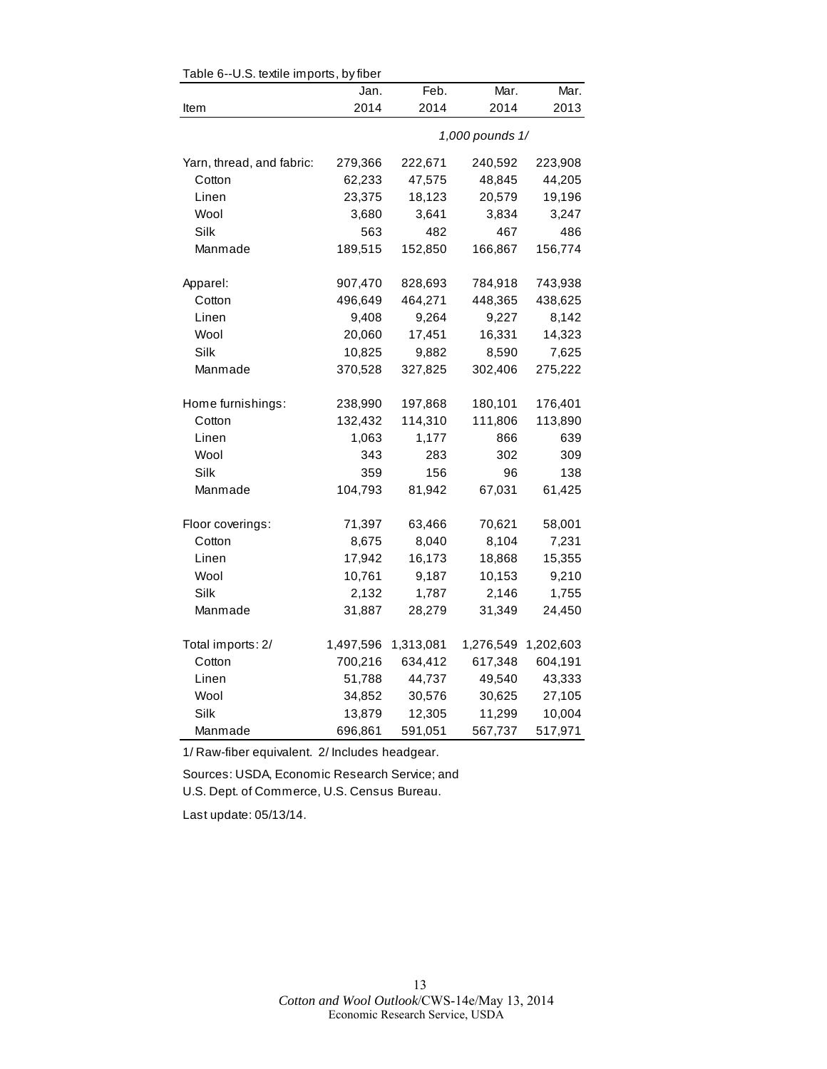Table 6--U.S. textile imports, by fiber

| Item | Jan. 2014 | Feb. 2014 | Mar. 2014 | Mar. 2013 |
|---|---|---|---|---|
| | | 1,000 pounds 1/ | | |
| Yarn, thread, and fabric: | 279,366 | 222,671 | 240,592 | 223,908 |
| Cotton | 62,233 | 47,575 | 48,845 | 44,205 |
| Linen | 23,375 | 18,123 | 20,579 | 19,196 |
| Wool | 3,680 | 3,641 | 3,834 | 3,247 |
| Silk | 563 | 482 | 467 | 486 |
| Manmade | 189,515 | 152,850 | 166,867 | 156,774 |
| Apparel: | 907,470 | 828,693 | 784,918 | 743,938 |
| Cotton | 496,649 | 464,271 | 448,365 | 438,625 |
| Linen | 9,408 | 9,264 | 9,227 | 8,142 |
| Wool | 20,060 | 17,451 | 16,331 | 14,323 |
| Silk | 10,825 | 9,882 | 8,590 | 7,625 |
| Manmade | 370,528 | 327,825 | 302,406 | 275,222 |
| Home furnishings: | 238,990 | 197,868 | 180,101 | 176,401 |
| Cotton | 132,432 | 114,310 | 111,806 | 113,890 |
| Linen | 1,063 | 1,177 | 866 | 639 |
| Wool | 343 | 283 | 302 | 309 |
| Silk | 359 | 156 | 96 | 138 |
| Manmade | 104,793 | 81,942 | 67,031 | 61,425 |
| Floor coverings: | 71,397 | 63,466 | 70,621 | 58,001 |
| Cotton | 8,675 | 8,040 | 8,104 | 7,231 |
| Linen | 17,942 | 16,173 | 18,868 | 15,355 |
| Wool | 10,761 | 9,187 | 10,153 | 9,210 |
| Silk | 2,132 | 1,787 | 2,146 | 1,755 |
| Manmade | 31,887 | 28,279 | 31,349 | 24,450 |
| Total imports: 2/ | 1,497,596 | 1,313,081 | 1,276,549 | 1,202,603 |
| Cotton | 700,216 | 634,412 | 617,348 | 604,191 |
| Linen | 51,788 | 44,737 | 49,540 | 43,333 |
| Wool | 34,852 | 30,576 | 30,625 | 27,105 |
| Silk | 13,879 | 12,305 | 11,299 | 10,004 |
| Manmade | 696,861 | 591,051 | 567,737 | 517,971 |

1/ Raw-fiber equivalent. 2/ Includes headgear.

Sources: USDA, Economic Research Service; and
U.S. Dept. of Commerce, U.S. Census Bureau.

Last update: 05/13/14.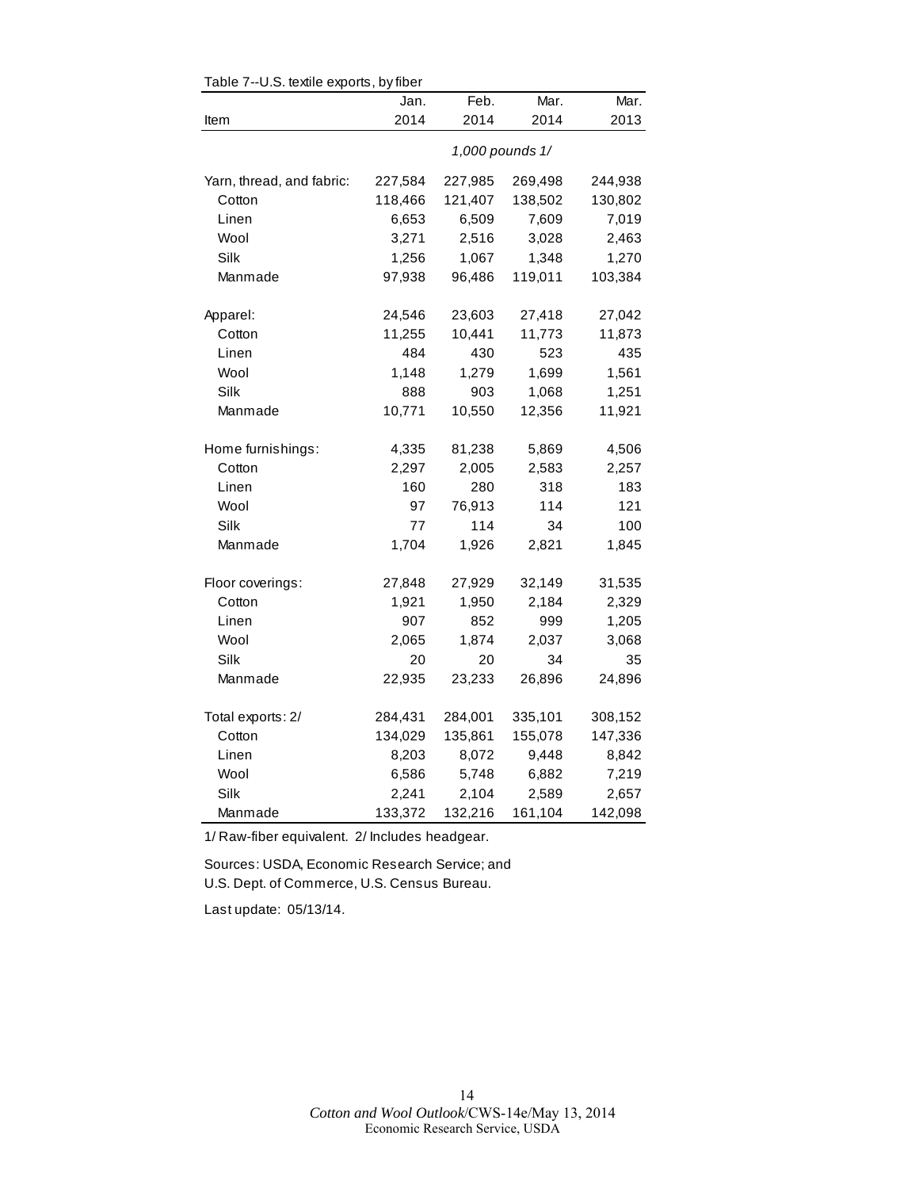Table 7--U.S. textile exports, by fiber

| Item | Jan. 2014 | Feb. 2014 | Mar. 2014 | Mar. 2013 |
|---|---|---|---|---|
| | 1,000 pounds 1/ | | | |
| Yarn, thread, and fabric: | 227,584 | 227,985 | 269,498 | 244,938 |
| Cotton | 118,466 | 121,407 | 138,502 | 130,802 |
| Linen | 6,653 | 6,509 | 7,609 | 7,019 |
| Wool | 3,271 | 2,516 | 3,028 | 2,463 |
| Silk | 1,256 | 1,067 | 1,348 | 1,270 |
| Manmade | 97,938 | 96,486 | 119,011 | 103,384 |
| Apparel: | 24,546 | 23,603 | 27,418 | 27,042 |
| Cotton | 11,255 | 10,441 | 11,773 | 11,873 |
| Linen | 484 | 430 | 523 | 435 |
| Wool | 1,148 | 1,279 | 1,699 | 1,561 |
| Silk | 888 | 903 | 1,068 | 1,251 |
| Manmade | 10,771 | 10,550 | 12,356 | 11,921 |
| Home furnishings: | 4,335 | 81,238 | 5,869 | 4,506 |
| Cotton | 2,297 | 2,005 | 2,583 | 2,257 |
| Linen | 160 | 280 | 318 | 183 |
| Wool | 97 | 76,913 | 114 | 121 |
| Silk | 77 | 114 | 34 | 100 |
| Manmade | 1,704 | 1,926 | 2,821 | 1,845 |
| Floor coverings: | 27,848 | 27,929 | 32,149 | 31,535 |
| Cotton | 1,921 | 1,950 | 2,184 | 2,329 |
| Linen | 907 | 852 | 999 | 1,205 |
| Wool | 2,065 | 1,874 | 2,037 | 3,068 |
| Silk | 20 | 20 | 34 | 35 |
| Manmade | 22,935 | 23,233 | 26,896 | 24,896 |
| Total exports: 2/ | 284,431 | 284,001 | 335,101 | 308,152 |
| Cotton | 134,029 | 135,861 | 155,078 | 147,336 |
| Linen | 8,203 | 8,072 | 9,448 | 8,842 |
| Wool | 6,586 | 5,748 | 6,882 | 7,219 |
| Silk | 2,241 | 2,104 | 2,589 | 2,657 |
| Manmade | 133,372 | 132,216 | 161,104 | 142,098 |

1/ Raw-fiber equivalent. 2/ Includes headgear.

Sources: USDA, Economic Research Service; and U.S. Dept. of Commerce, U.S. Census Bureau.

Last update: 05/13/14.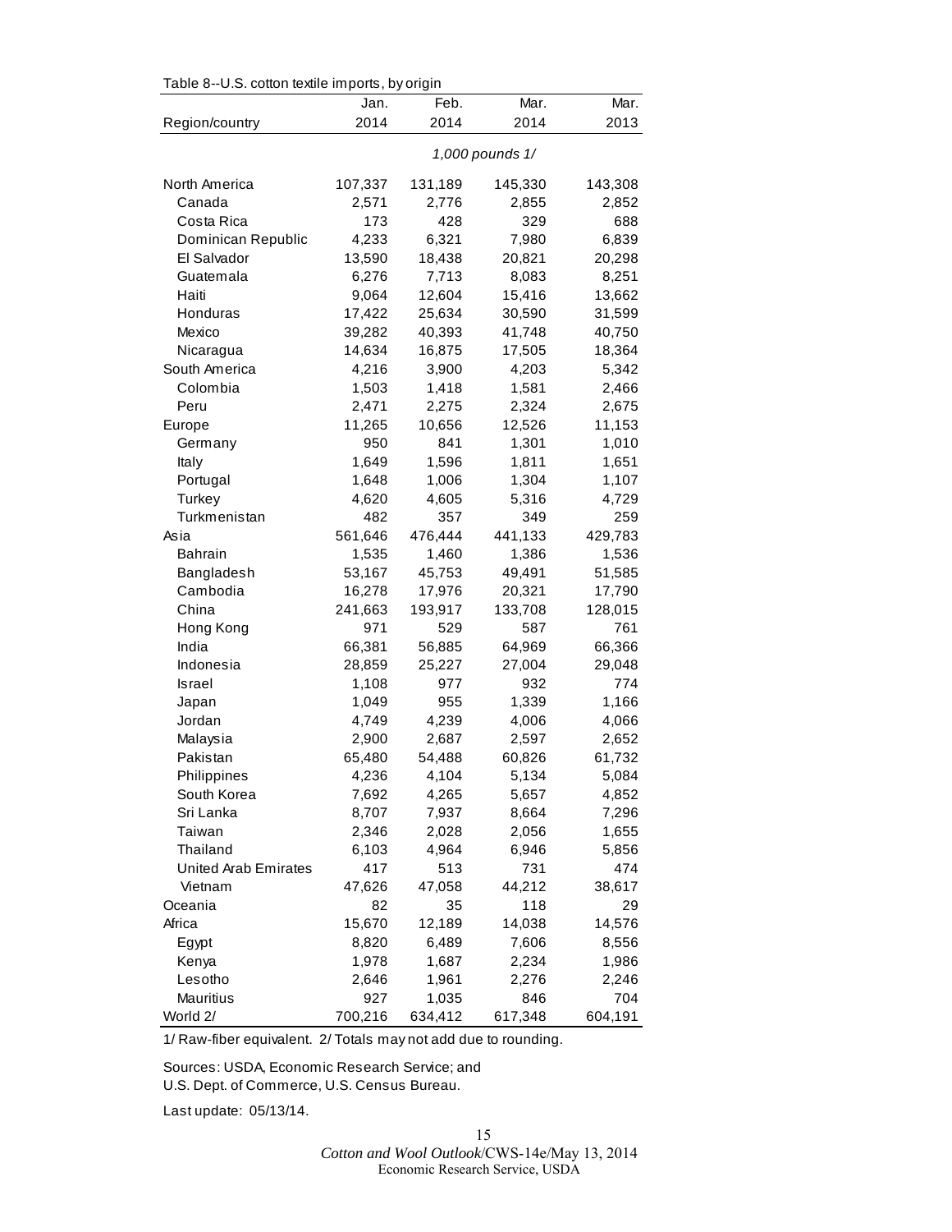Table 8--U.S. cotton textile imports, by origin

| Region/country | Jan. 2014 | Feb. 2014 | Mar. 2014 | Mar. 2013 |
|---|---|---|---|---|
| | 1,000 pounds 1/ | | | |
| North America | 107,337 | 131,189 | 145,330 | 143,308 |
| Canada | 2,571 | 2,776 | 2,855 | 2,852 |
| Costa Rica | 173 | 428 | 329 | 688 |
| Dominican Republic | 4,233 | 6,321 | 7,980 | 6,839 |
| El Salvador | 13,590 | 18,438 | 20,821 | 20,298 |
| Guatemala | 6,276 | 7,713 | 8,083 | 8,251 |
| Haiti | 9,064 | 12,604 | 15,416 | 13,662 |
| Honduras | 17,422 | 25,634 | 30,590 | 31,599 |
| Mexico | 39,282 | 40,393 | 41,748 | 40,750 |
| Nicaragua | 14,634 | 16,875 | 17,505 | 18,364 |
| South America | 4,216 | 3,900 | 4,203 | 5,342 |
| Colombia | 1,503 | 1,418 | 1,581 | 2,466 |
| Peru | 2,471 | 2,275 | 2,324 | 2,675 |
| Europe | 11,265 | 10,656 | 12,526 | 11,153 |
| Germany | 950 | 841 | 1,301 | 1,010 |
| Italy | 1,649 | 1,596 | 1,811 | 1,651 |
| Portugal | 1,648 | 1,006 | 1,304 | 1,107 |
| Turkey | 4,620 | 4,605 | 5,316 | 4,729 |
| Turkmenistan | 482 | 357 | 349 | 259 |
| Asia | 561,646 | 476,444 | 441,133 | 429,783 |
| Bahrain | 1,535 | 1,460 | 1,386 | 1,536 |
| Bangladesh | 53,167 | 45,753 | 49,491 | 51,585 |
| Cambodia | 16,278 | 17,976 | 20,321 | 17,790 |
| China | 241,663 | 193,917 | 133,708 | 128,015 |
| Hong Kong | 971 | 529 | 587 | 761 |
| India | 66,381 | 56,885 | 64,969 | 66,366 |
| Indonesia | 28,859 | 25,227 | 27,004 | 29,048 |
| Israel | 1,108 | 977 | 932 | 774 |
| Japan | 1,049 | 955 | 1,339 | 1,166 |
| Jordan | 4,749 | 4,239 | 4,006 | 4,066 |
| Malaysia | 2,900 | 2,687 | 2,597 | 2,652 |
| Pakistan | 65,480 | 54,488 | 60,826 | 61,732 |
| Philippines | 4,236 | 4,104 | 5,134 | 5,084 |
| South Korea | 7,692 | 4,265 | 5,657 | 4,852 |
| Sri Lanka | 8,707 | 7,937 | 8,664 | 7,296 |
| Taiwan | 2,346 | 2,028 | 2,056 | 1,655 |
| Thailand | 6,103 | 4,964 | 6,946 | 5,856 |
| United Arab Emirates | 417 | 513 | 731 | 474 |
| Vietnam | 47,626 | 47,058 | 44,212 | 38,617 |
| Oceania | 82 | 35 | 118 | 29 |
| Africa | 15,670 | 12,189 | 14,038 | 14,576 |
| Egypt | 8,820 | 6,489 | 7,606 | 8,556 |
| Kenya | 1,978 | 1,687 | 2,234 | 1,986 |
| Lesotho | 2,646 | 1,961 | 2,276 | 2,246 |
| Mauritius | 927 | 1,035 | 846 | 704 |
| World 2/ | 700,216 | 634,412 | 617,348 | 604,191 |

1/ Raw-fiber equivalent. 2/ Totals may not add due to rounding.

Sources: USDA, Economic Research Service; and U.S. Dept. of Commerce, U.S. Census Bureau.

Last update: 05/13/14.

*Cotton and Wool Outlook*/CWS-14e/May 13, 2014
Economic Research Service, USDA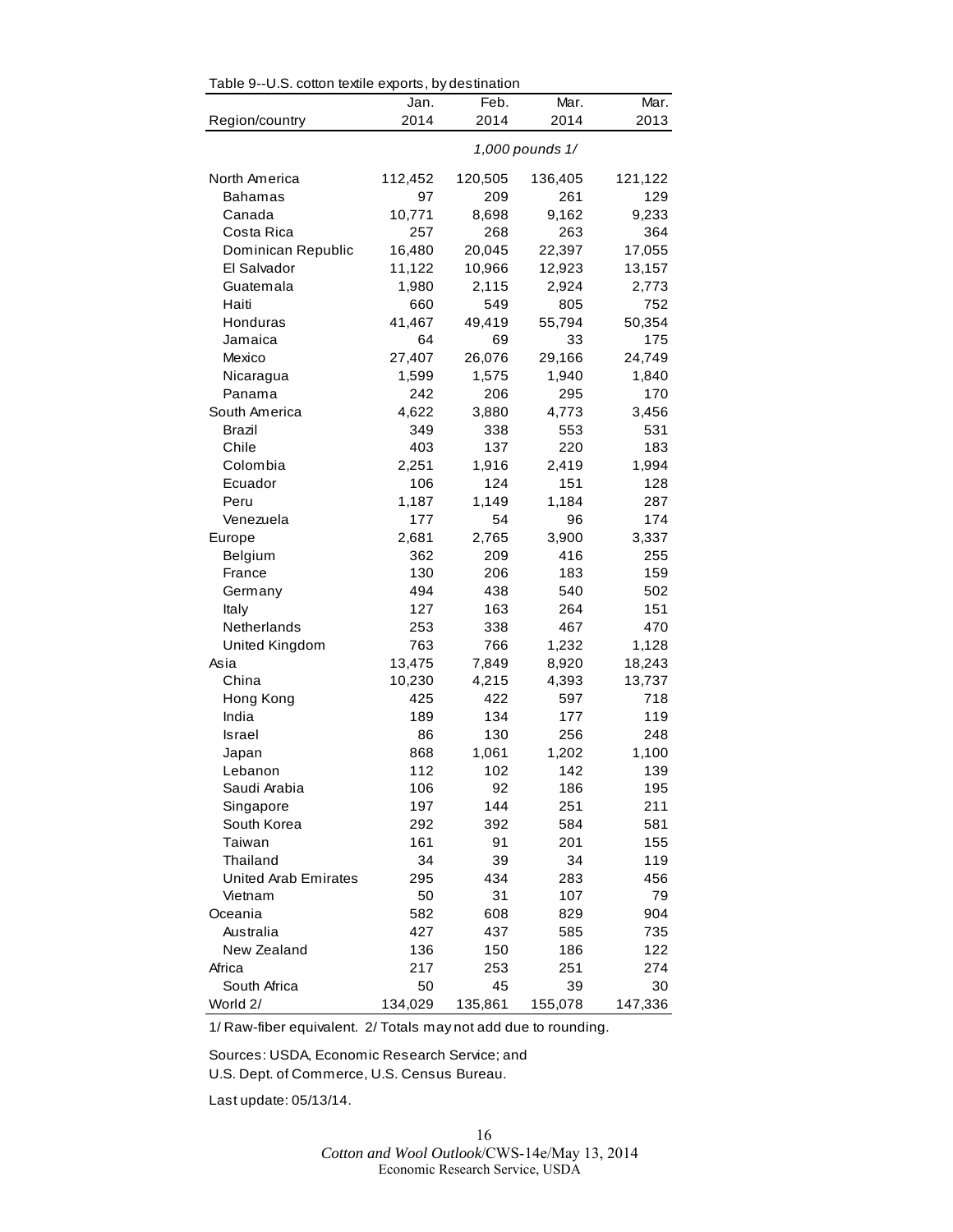Table 9--U.S. cotton textile exports, by destination

| Region/country | Jan. 2014 | Feb. 2014 | Mar. 2014 | Mar. 2013 |
|---|---|---|---|---|
| | *1,000 pounds 1/* | | | |
| North America | 112,452 | 120,505 | 136,405 | 121,122 |
| Bahamas | 97 | 209 | 261 | 129 |
| Canada | 10,771 | 8,698 | 9,162 | 9,233 |
| Costa Rica | 257 | 268 | 263 | 364 |
| Dominican Republic | 16,480 | 20,045 | 22,397 | 17,055 |
| El Salvador | 11,122 | 10,966 | 12,923 | 13,157 |
| Guatemala | 1,980 | 2,115 | 2,924 | 2,773 |
| Haiti | 660 | 549 | 805 | 752 |
| Honduras | 41,467 | 49,419 | 55,794 | 50,354 |
| Jamaica | 64 | 69 | 33 | 175 |
| Mexico | 27,407 | 26,076 | 29,166 | 24,749 |
| Nicaragua | 1,599 | 1,575 | 1,940 | 1,840 |
| Panama | 242 | 206 | 295 | 170 |
| South America | 4,622 | 3,880 | 4,773 | 3,456 |
| Brazil | 349 | 338 | 553 | 531 |
| Chile | 403 | 137 | 220 | 183 |
| Colombia | 2,251 | 1,916 | 2,419 | 1,994 |
| Ecuador | 106 | 124 | 151 | 128 |
| Peru | 1,187 | 1,149 | 1,184 | 287 |
| Venezuela | 177 | 54 | 96 | 174 |
| Europe | 2,681 | 2,765 | 3,900 | 3,337 |
| Belgium | 362 | 209 | 416 | 255 |
| France | 130 | 206 | 183 | 159 |
| Germany | 494 | 438 | 540 | 502 |
| Italy | 127 | 163 | 264 | 151 |
| Netherlands | 253 | 338 | 467 | 470 |
| United Kingdom | 763 | 766 | 1,232 | 1,128 |
| Asia | 13,475 | 7,849 | 8,920 | 18,243 |
| China | 10,230 | 4,215 | 4,393 | 13,737 |
| Hong Kong | 425 | 422 | 597 | 718 |
| India | 189 | 134 | 177 | 119 |
| Israel | 86 | 130 | 256 | 248 |
| Japan | 868 | 1,061 | 1,202 | 1,100 |
| Lebanon | 112 | 102 | 142 | 139 |
| Saudi Arabia | 106 | 92 | 186 | 195 |
| Singapore | 197 | 144 | 251 | 211 |
| South Korea | 292 | 392 | 584 | 581 |
| Taiwan | 161 | 91 | 201 | 155 |
| Thailand | 34 | 39 | 34 | 119 |
| United Arab Emirates | 295 | 434 | 283 | 456 |
| Vietnam | 50 | 31 | 107 | 79 |
| Oceania | 582 | 608 | 829 | 904 |
| Australia | 427 | 437 | 585 | 735 |
| New Zealand | 136 | 150 | 186 | 122 |
| Africa | 217 | 253 | 251 | 274 |
| South Africa | 50 | 45 | 39 | 30 |
| World 2/ | 134,029 | 135,861 | 155,078 | 147,336 |

1/ Raw-fiber equivalent. 2/ Totals may not add due to rounding.

Sources: USDA, Economic Research Service; and U.S. Dept. of Commerce, U.S. Census Bureau.

Last update: 05/13/14.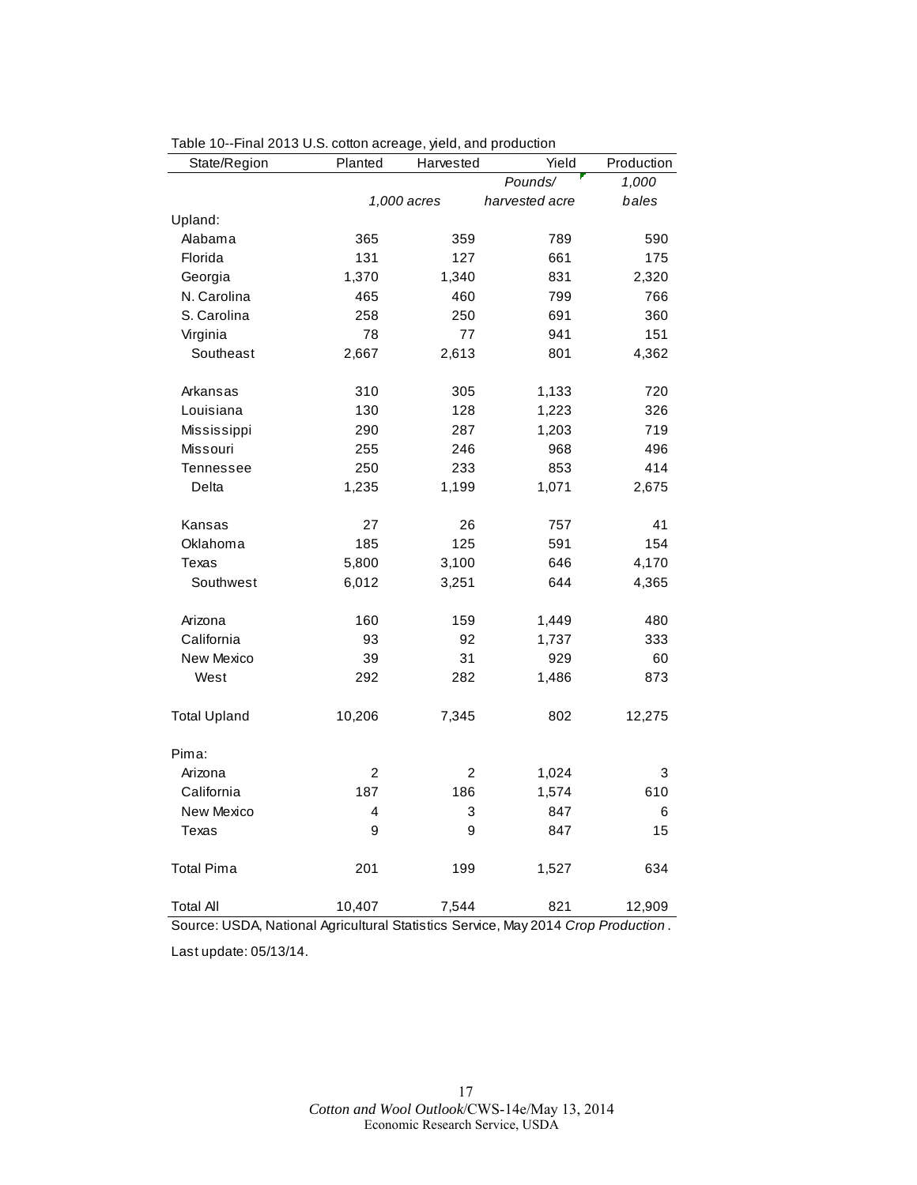Table 10--Final 2013 U.S. cotton acreage, yield, and production

| State/Region | Planted | Harvested | Yield | Production |
|---|---|---|---|---|
| | | | *Pounds/* | *1,000* |
| | *1,000 acres* | | *harvested acre* | *bales* |
| Upland: | | | | |
| Alabama | 365 | 359 | 789 | 590 |
| Florida | 131 | 127 | 661 | 175 |
| Georgia | 1,370 | 1,340 | 831 | 2,320 |
| N. Carolina | 465 | 460 | 799 | 766 |
| S. Carolina | 258 | 250 | 691 | 360 |
| Virginia | 78 | 77 | 941 | 151 |
| Southeast | 2,667 | 2,613 | 801 | 4,362 |
| | | | | |
| Arkansas | 310 | 305 | 1,133 | 720 |
| Louisiana | 130 | 128 | 1,223 | 326 |
| Mississippi | 290 | 287 | 1,203 | 719 |
| Missouri | 255 | 246 | 968 | 496 |
| Tennessee | 250 | 233 | 853 | 414 |
| Delta | 1,235 | 1,199 | 1,071 | 2,675 |
| | | | | |
| Kansas | 27 | 26 | 757 | 41 |
| Oklahoma | 185 | 125 | 591 | 154 |
| Texas | 5,800 | 3,100 | 646 | 4,170 |
| Southwest | 6,012 | 3,251 | 644 | 4,365 |
| | | | | |
| Arizona | 160 | 159 | 1,449 | 480 |
| California | 93 | 92 | 1,737 | 333 |
| New Mexico | 39 | 31 | 929 | 60 |
| West | 292 | 282 | 1,486 | 873 |
| | | | | |
| Total Upland | 10,206 | 7,345 | 802 | 12,275 |
| | | | | |
| Pima: | | | | |
| Arizona | 2 | 2 | 1,024 | 3 |
| California | 187 | 186 | 1,574 | 610 |
| New Mexico | 4 | 3 | 847 | 6 |
| Texas | 9 | 9 | 847 | 15 |
| | | | | |
| Total Pima | 201 | 199 | 1,527 | 634 |
| | | | | |
| Total All | 10,407 | 7,544 | 821 | 12,909 |

Source: USDA, National Agricultural Statistics Service, May 2014 *Crop Production*.

Last update: 05/13/14.

*Cotton and Wool Outlook*/CWS-14e/May 13, 2014
Economic Research Service, USDA